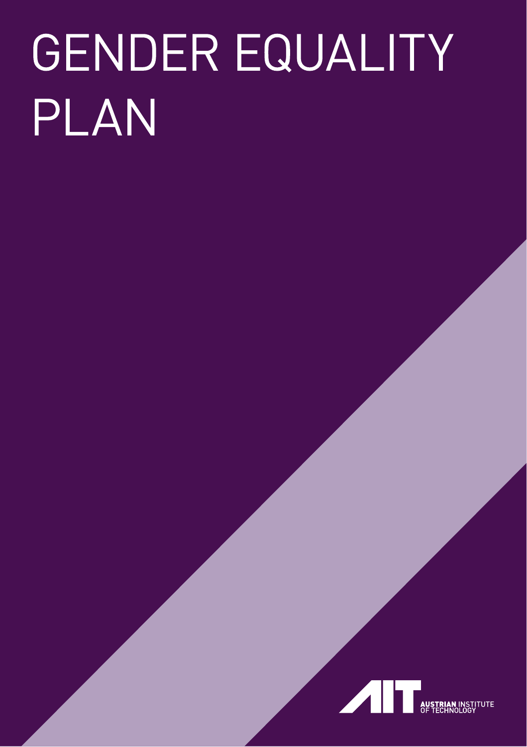# GENDER EQUALITY PLAN

AUSTRIAN INSTITUTE OF TECHNOLOGY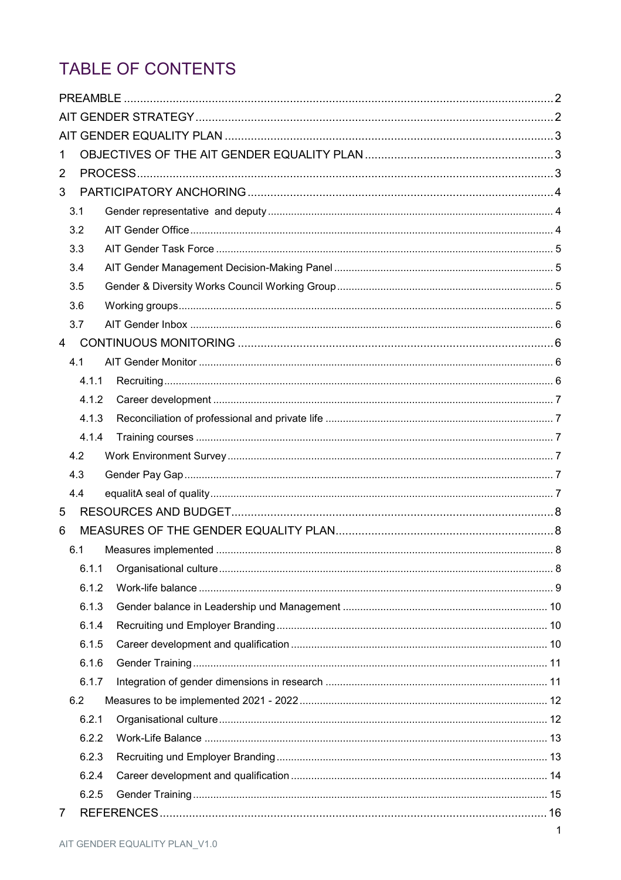# TABLE OF CONTENTS

PREAMBLE ..... 2

AIT GENDER STRATEGY ..... 2

AIT GENDER EQUALITY PLAN ..... 3

1 OBJECTIVES OF THE AIT GENDER EQUALITY PLAN ..... 3

2 PROCESS ..... 3

3 PARTICIPATORY ANCHORING ..... 4

- 3.1 Gender representative and deputy ..... 4
- 3.2 AIT Gender Office ..... 4
- 3.3 AIT Gender Task Force ..... 5
- 3.4 AIT Gender Management Decision-Making Panel ..... 5
- 3.5 Gender & Diversity Works Council Working Group ..... 5
- 3.6 Working groups ..... 5
- 3.7 AIT Gender Inbox ..... 6

4 CONTINUOUS MONITORING ..... 6

- 4.1 AIT Gender Monitor ..... 6
  - 4.1.1 Recruiting ..... 6
  - 4.1.2 Career development ..... 7
  - 4.1.3 Reconciliation of professional and private life ..... 7
  - 4.1.4 Training courses ..... 7
- 4.2 Work Environment Survey ..... 7
- 4.3 Gender Pay Gap ..... 7
- 4.4 equalitA seal of quality ..... 7

5 RESOURCES AND BUDGET ..... 8

6 MEASURES OF THE GENDER EQUALITY PLAN ..... 8

- 6.1 Measures implemented ..... 8
  - 6.1.1 Organisational culture ..... 8
  - 6.1.2 Work-life balance ..... 9
  - 6.1.3 Gender balance in Leadership und Management ..... 10
  - 6.1.4 Recruiting und Employer Branding ..... 10
  - 6.1.5 Career development and qualification ..... 10
  - 6.1.6 Gender Training ..... 11
  - 6.1.7 Integration of gender dimensions in research ..... 11
- 6.2 Measures to be implemented 2021 - 2022 ..... 12
  - 6.2.1 Organisational culture ..... 12
  - 6.2.2 Work-Life Balance ..... 13
  - 6.2.3 Recruiting und Employer Branding ..... 13
  - 6.2.4 Career development and qualification ..... 14
  - 6.2.5 Gender Training ..... 15

7 REFERENCES ..... 16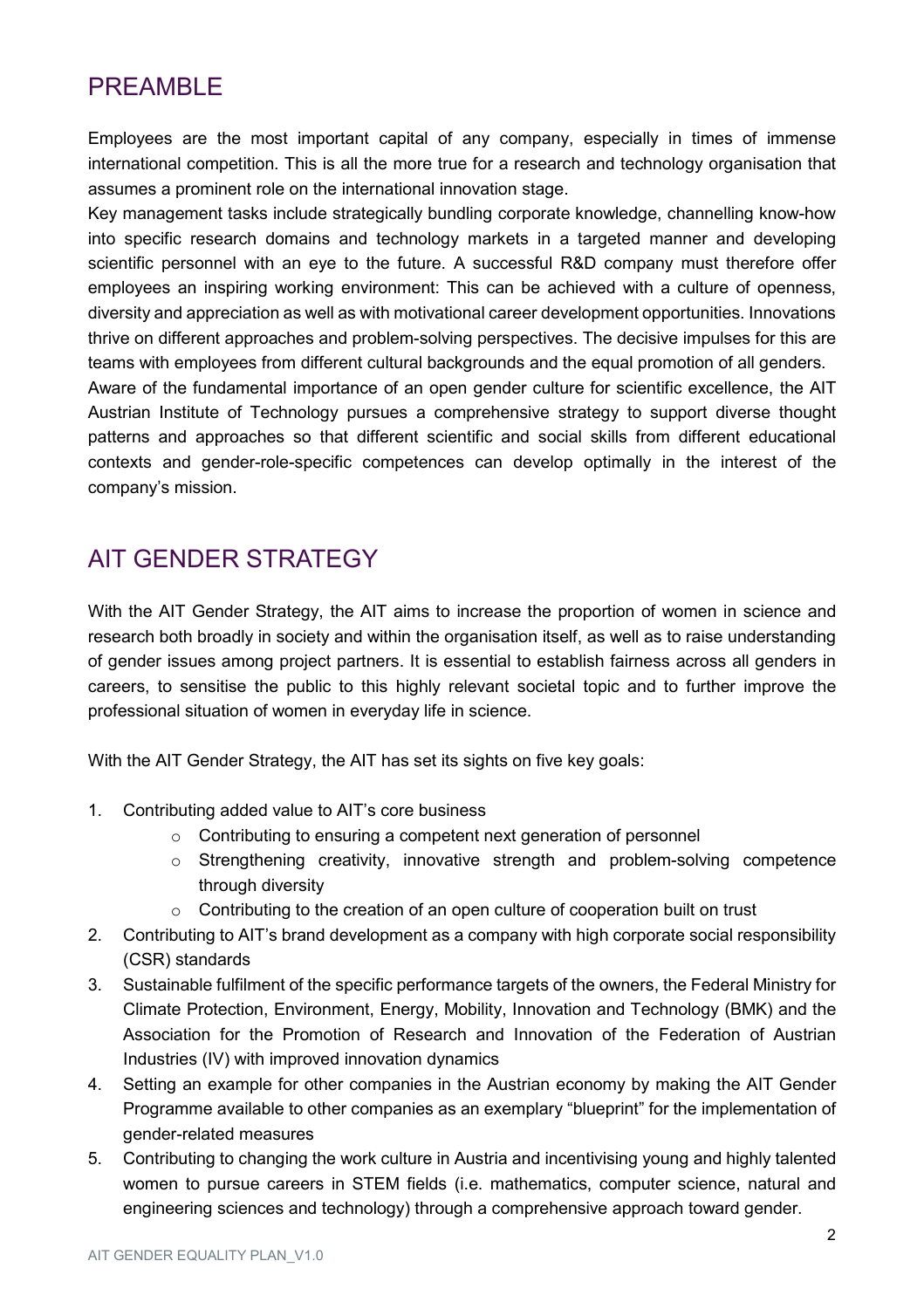## PREAMBLE

Employees are the most important capital of any company, especially in times of immense international competition. This is all the more true for a research and technology organisation that assumes a prominent role on the international innovation stage.

Key management tasks include strategically bundling corporate knowledge, channelling know-how into specific research domains and technology markets in a targeted manner and developing scientific personnel with an eye to the future. A successful R&D company must therefore offer employees an inspiring working environment: This can be achieved with a culture of openness, diversity and appreciation as well as with motivational career development opportunities. Innovations thrive on different approaches and problem-solving perspectives. The decisive impulses for this are teams with employees from different cultural backgrounds and the equal promotion of all genders.

Aware of the fundamental importance of an open gender culture for scientific excellence, the AIT Austrian Institute of Technology pursues a comprehensive strategy to support diverse thought patterns and approaches so that different scientific and social skills from different educational contexts and gender-role-specific competences can develop optimally in the interest of the company's mission.

## AIT GENDER STRATEGY

With the AIT Gender Strategy, the AIT aims to increase the proportion of women in science and research both broadly in society and within the organisation itself, as well as to raise understanding of gender issues among project partners. It is essential to establish fairness across all genders in careers, to sensitise the public to this highly relevant societal topic and to further improve the professional situation of women in everyday life in science.

With the AIT Gender Strategy, the AIT has set its sights on five key goals:

1. Contributing added value to AIT's core business
   - Contributing to ensuring a competent next generation of personnel
   - Strengthening creativity, innovative strength and problem-solving competence through diversity
   - Contributing to the creation of an open culture of cooperation built on trust
2. Contributing to AIT's brand development as a company with high corporate social responsibility (CSR) standards
3. Sustainable fulfilment of the specific performance targets of the owners, the Federal Ministry for Climate Protection, Environment, Energy, Mobility, Innovation and Technology (BMK) and the Association for the Promotion of Research and Innovation of the Federation of Austrian Industries (IV) with improved innovation dynamics
4. Setting an example for other companies in the Austrian economy by making the AIT Gender Programme available to other companies as an exemplary "blueprint" for the implementation of gender-related measures
5. Contributing to changing the work culture in Austria and incentivising young and highly talented women to pursue careers in STEM fields (i.e. mathematics, computer science, natural and engineering sciences and technology) through a comprehensive approach toward gender.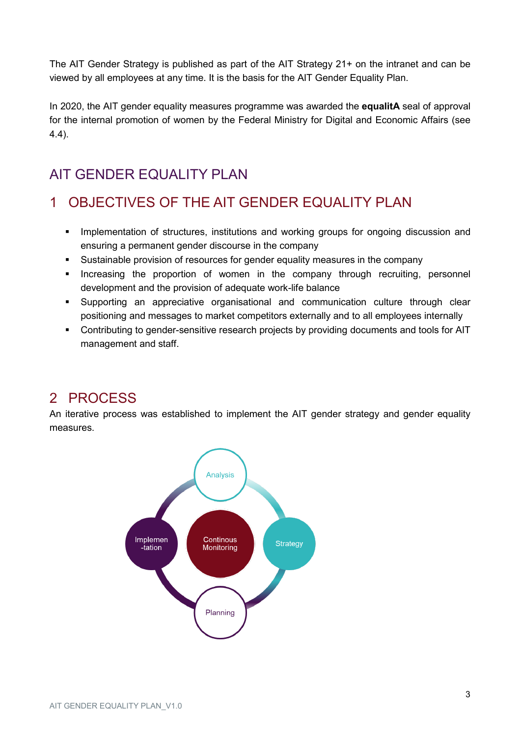The AIT Gender Strategy is published as part of the AIT Strategy 21+ on the intranet and can be viewed by all employees at any time. It is the basis for the AIT Gender Equality Plan.

In 2020, the AIT gender equality measures programme was awarded the **equalitA** seal of approval for the internal promotion of women by the Federal Ministry for Digital and Economic Affairs (see 4.4).

# AIT GENDER EQUALITY PLAN

## 1 OBJECTIVES OF THE AIT GENDER EQUALITY PLAN

- Implementation of structures, institutions and working groups for ongoing discussion and ensuring a permanent gender discourse in the company
- Sustainable provision of resources for gender equality measures in the company
- Increasing the proportion of women in the company through recruiting, personnel development and the provision of adequate work-life balance
- Supporting an appreciative organisational and communication culture through clear positioning and messages to market competitors externally and to all employees internally
- Contributing to gender-sensitive research projects by providing documents and tools for AIT management and staff.

## 2 PROCESS

An iterative process was established to implement the AIT gender strategy and gender equality measures.

Analysis

Strategy

Planning

Implemen-tation

Continous Monitoring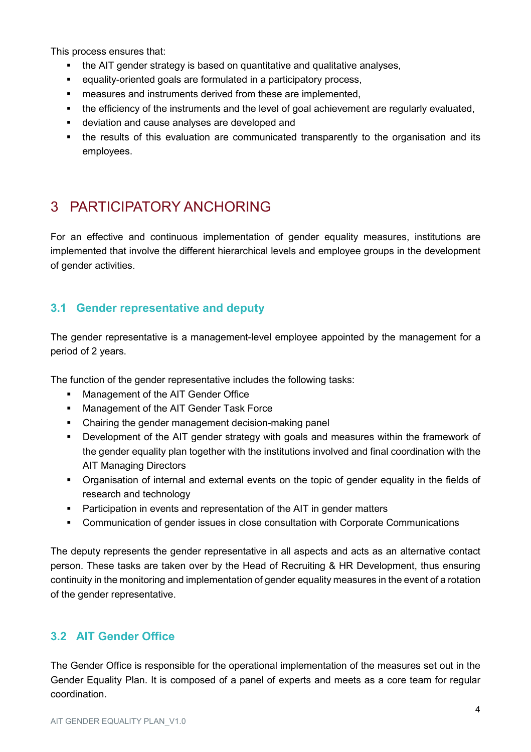This process ensures that:

- the AIT gender strategy is based on quantitative and qualitative analyses,
- equality-oriented goals are formulated in a participatory process,
- measures and instruments derived from these are implemented,
- the efficiency of the instruments and the level of goal achievement are regularly evaluated,
- deviation and cause analyses are developed and
- the results of this evaluation are communicated transparently to the organisation and its employees.

# 3 PARTICIPATORY ANCHORING

For an effective and continuous implementation of gender equality measures, institutions are implemented that involve the different hierarchical levels and employee groups in the development of gender activities.

## 3.1 Gender representative and deputy

The gender representative is a management-level employee appointed by the management for a period of 2 years.

The function of the gender representative includes the following tasks:

- Management of the AIT Gender Office
- Management of the AIT Gender Task Force
- Chairing the gender management decision-making panel
- Development of the AIT gender strategy with goals and measures within the framework of the gender equality plan together with the institutions involved and final coordination with the AIT Managing Directors
- Organisation of internal and external events on the topic of gender equality in the fields of research and technology
- Participation in events and representation of the AIT in gender matters
- Communication of gender issues in close consultation with Corporate Communications

The deputy represents the gender representative in all aspects and acts as an alternative contact person. These tasks are taken over by the Head of Recruiting & HR Development, thus ensuring continuity in the monitoring and implementation of gender equality measures in the event of a rotation of the gender representative.

## 3.2 AIT Gender Office

The Gender Office is responsible for the operational implementation of the measures set out in the Gender Equality Plan. It is composed of a panel of experts and meets as a core team for regular coordination.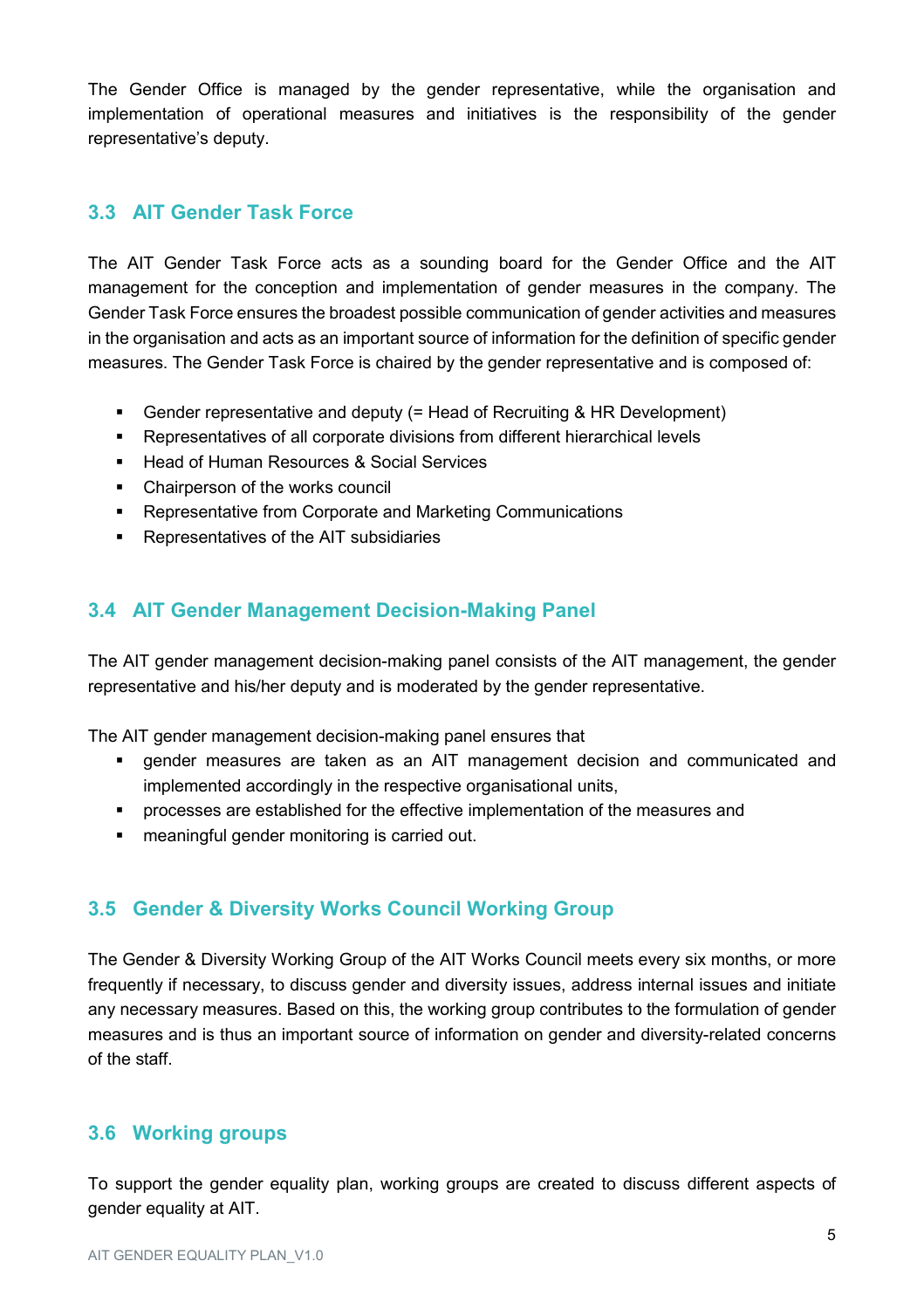The Gender Office is managed by the gender representative, while the organisation and implementation of operational measures and initiatives is the responsibility of the gender representative's deputy.

## 3.3 AIT Gender Task Force

The AIT Gender Task Force acts as a sounding board for the Gender Office and the AIT management for the conception and implementation of gender measures in the company. The Gender Task Force ensures the broadest possible communication of gender activities and measures in the organisation and acts as an important source of information for the definition of specific gender measures. The Gender Task Force is chaired by the gender representative and is composed of:

- Gender representative and deputy (= Head of Recruiting & HR Development)
- Representatives of all corporate divisions from different hierarchical levels
- Head of Human Resources & Social Services
- Chairperson of the works council
- Representative from Corporate and Marketing Communications
- Representatives of the AIT subsidiaries

## 3.4 AIT Gender Management Decision-Making Panel

The AIT gender management decision-making panel consists of the AIT management, the gender representative and his/her deputy and is moderated by the gender representative.

The AIT gender management decision-making panel ensures that

- gender measures are taken as an AIT management decision and communicated and implemented accordingly in the respective organisational units,
- processes are established for the effective implementation of the measures and
- meaningful gender monitoring is carried out.

## 3.5 Gender & Diversity Works Council Working Group

The Gender & Diversity Working Group of the AIT Works Council meets every six months, or more frequently if necessary, to discuss gender and diversity issues, address internal issues and initiate any necessary measures. Based on this, the working group contributes to the formulation of gender measures and is thus an important source of information on gender and diversity-related concerns of the staff.

## 3.6 Working groups

To support the gender equality plan, working groups are created to discuss different aspects of gender equality at AIT.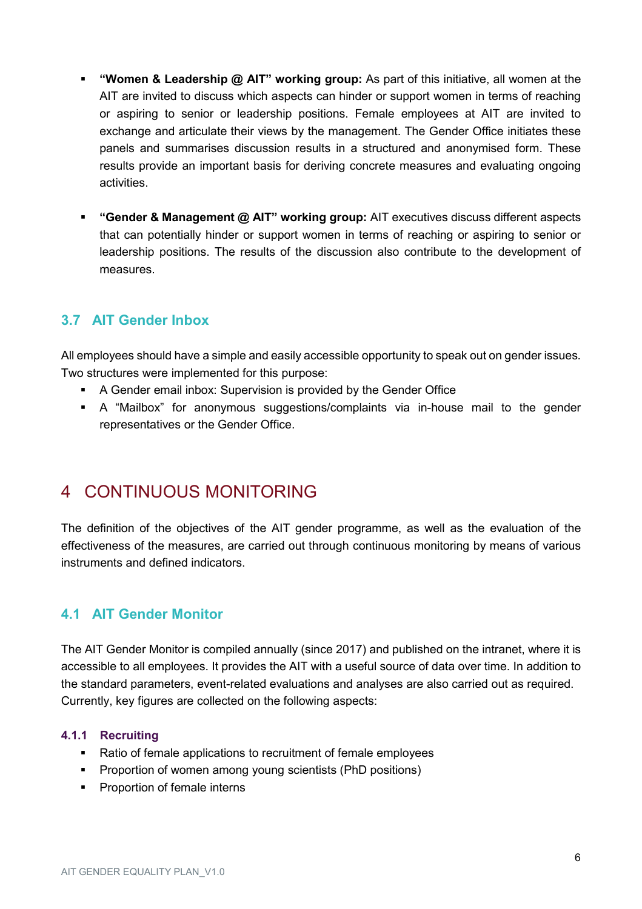- **"Women & Leadership @ AIT" working group:** As part of this initiative, all women at the AIT are invited to discuss which aspects can hinder or support women in terms of reaching or aspiring to senior or leadership positions. Female employees at AIT are invited to exchange and articulate their views by the management. The Gender Office initiates these panels and summarises discussion results in a structured and anonymised form. These results provide an important basis for deriving concrete measures and evaluating ongoing activities.

- **"Gender & Management @ AIT" working group:** AIT executives discuss different aspects that can potentially hinder or support women in terms of reaching or aspiring to senior or leadership positions. The results of the discussion also contribute to the development of measures.

## 3.7 AIT Gender Inbox

All employees should have a simple and easily accessible opportunity to speak out on gender issues. Two structures were implemented for this purpose:

- A Gender email inbox: Supervision is provided by the Gender Office
- A "Mailbox" for anonymous suggestions/complaints via in-house mail to the gender representatives or the Gender Office.

# 4 CONTINUOUS MONITORING

The definition of the objectives of the AIT gender programme, as well as the evaluation of the effectiveness of the measures, are carried out through continuous monitoring by means of various instruments and defined indicators.

## 4.1 AIT Gender Monitor

The AIT Gender Monitor is compiled annually (since 2017) and published on the intranet, where it is accessible to all employees. It provides the AIT with a useful source of data over time. In addition to the standard parameters, event-related evaluations and analyses are also carried out as required. Currently, key figures are collected on the following aspects:

### 4.1.1 Recruiting

- Ratio of female applications to recruitment of female employees
- Proportion of women among young scientists (PhD positions)
- Proportion of female interns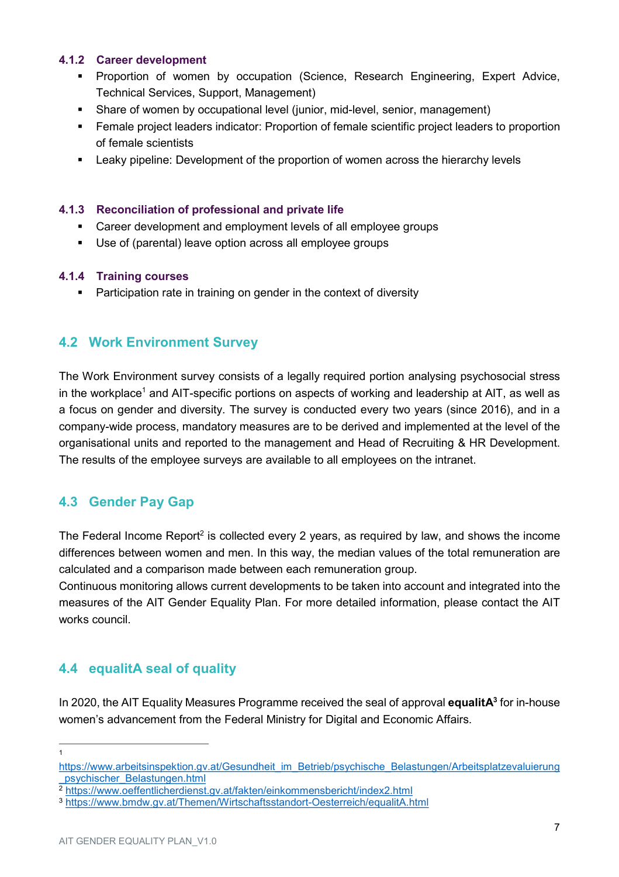#### 4.1.2 Career development

- Proportion of women by occupation (Science, Research Engineering, Expert Advice, Technical Services, Support, Management)
- Share of women by occupational level (junior, mid-level, senior, management)
- Female project leaders indicator: Proportion of female scientific project leaders to proportion of female scientists
- Leaky pipeline: Development of the proportion of women across the hierarchy levels

#### 4.1.3 Reconciliation of professional and private life

- Career development and employment levels of all employee groups
- Use of (parental) leave option across all employee groups

#### 4.1.4 Training courses

- Participation rate in training on gender in the context of diversity

### 4.2 Work Environment Survey

The Work Environment survey consists of a legally required portion analysing psychosocial stress in the workplace[1] and AIT-specific portions on aspects of working and leadership at AIT, as well as a focus on gender and diversity. The survey is conducted every two years (since 2016), and in a company-wide process, mandatory measures are to be derived and implemented at the level of the organisational units and reported to the management and Head of Recruiting & HR Development. The results of the employee surveys are available to all employees on the intranet.

### 4.3 Gender Pay Gap

The Federal Income Report[2] is collected every 2 years, as required by law, and shows the income differences between women and men. In this way, the median values of the total remuneration are calculated and a comparison made between each remuneration group.
Continuous monitoring allows current developments to be taken into account and integrated into the measures of the AIT Gender Equality Plan. For more detailed information, please contact the AIT works council.

### 4.4 equalitA seal of quality

In 2020, the AIT Equality Measures Programme received the seal of approval **equalitA**[3] for in-house women's advancement from the Federal Ministry for Digital and Economic Affairs.

---

[1] https://www.arbeitsinspektion.gv.at/Gesundheit_im_Betrieb/psychische_Belastungen/Arbeitsplatzevaluierung_psychischer_Belastungen.html

[2] https://www.oeffentlicherdienst.gv.at/fakten/einkommensbericht/index2.html

[3] https://www.bmdw.gv.at/Themen/Wirtschaftsstandort-Oesterreich/equalitA.html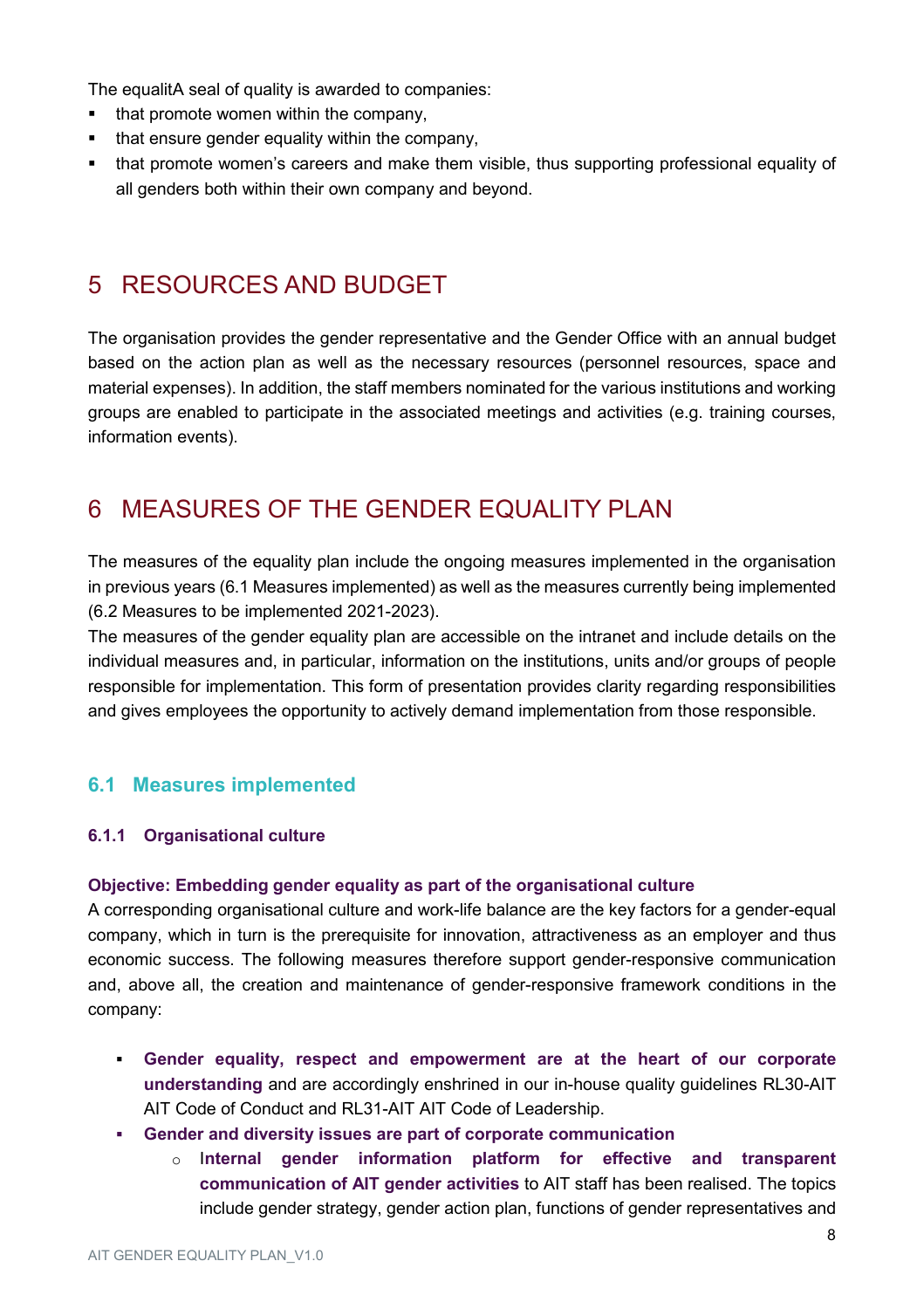The equalitA seal of quality is awarded to companies:

- that promote women within the company,
- that ensure gender equality within the company,
- that promote women's careers and make them visible, thus supporting professional equality of all genders both within their own company and beyond.

# 5 RESOURCES AND BUDGET

The organisation provides the gender representative and the Gender Office with an annual budget based on the action plan as well as the necessary resources (personnel resources, space and material expenses). In addition, the staff members nominated for the various institutions and working groups are enabled to participate in the associated meetings and activities (e.g. training courses, information events).

# 6 MEASURES OF THE GENDER EQUALITY PLAN

The measures of the equality plan include the ongoing measures implemented in the organisation in previous years (6.1 Measures implemented) as well as the measures currently being implemented (6.2 Measures to be implemented 2021-2023).

The measures of the gender equality plan are accessible on the intranet and include details on the individual measures and, in particular, information on the institutions, units and/or groups of people responsible for implementation. This form of presentation provides clarity regarding responsibilities and gives employees the opportunity to actively demand implementation from those responsible.

## 6.1 Measures implemented

### 6.1.1 Organisational culture

**Objective: Embedding gender equality as part of the organisational culture**

A corresponding organisational culture and work-life balance are the key factors for a gender-equal company, which in turn is the prerequisite for innovation, attractiveness as an employer and thus economic success. The following measures therefore support gender-responsive communication and, above all, the creation and maintenance of gender-responsive framework conditions in the company:

- **Gender equality, respect and empowerment are at the heart of our corporate understanding** and are accordingly enshrined in our in-house quality guidelines RL30-AIT AIT Code of Conduct and RL31-AIT AIT Code of Leadership.
- **Gender and diversity issues are part of corporate communication**
    - **Internal gender information platform for effective and transparent communication of AIT gender activities** to AIT staff has been realised. The topics include gender strategy, gender action plan, functions of gender representatives and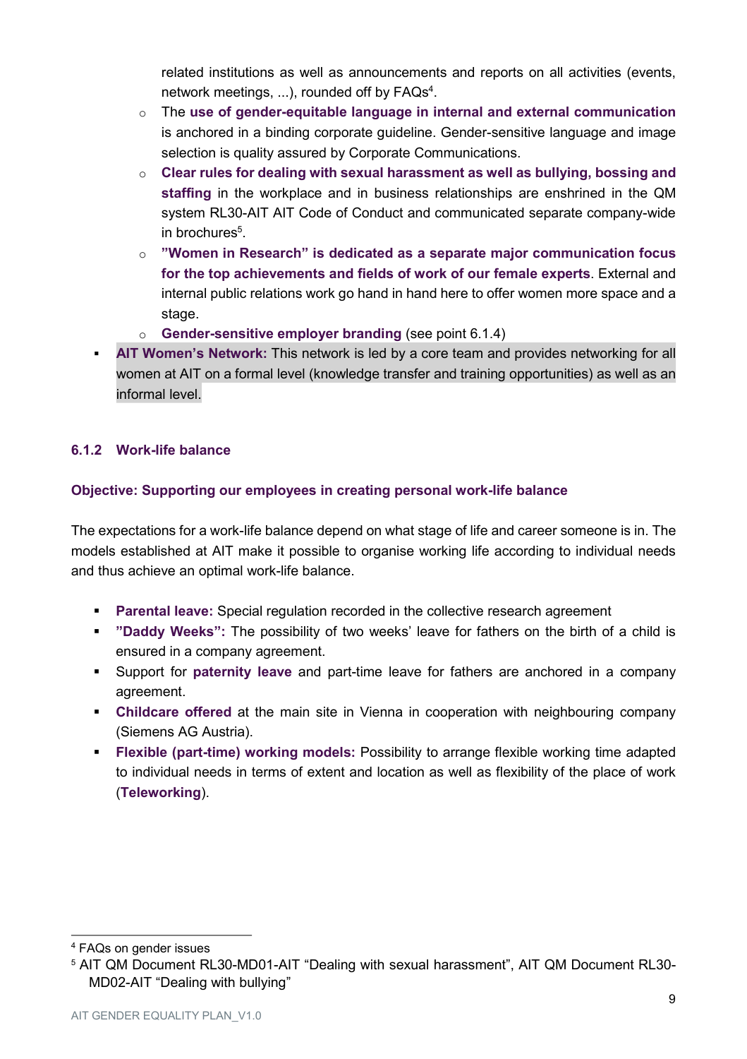related institutions as well as announcements and reports on all activities (events, network meetings, ...), rounded off by FAQs[4].
    - The **use of gender-equitable language in internal and external communication** is anchored in a binding corporate guideline. Gender-sensitive language and image selection is quality assured by Corporate Communications.
    - **Clear rules for dealing with sexual harassment as well as bullying, bossing and staffing** in the workplace and in business relationships are enshrined in the QM system RL30-AIT AIT Code of Conduct and communicated separate company-wide in brochures[5].
    - **"Women in Research" is dedicated as a separate major communication focus for the top achievements and fields of work of our female experts**. External and internal public relations work go hand in hand here to offer women more space and a stage.
    - **Gender-sensitive employer branding** (see point 6.1.4)
- **AIT Women's Network:** This network is led by a core team and provides networking for all women at AIT on a formal level (knowledge transfer and training opportunities) as well as an informal level.

### 6.1.2 Work-life balance

**Objective: Supporting our employees in creating personal work-life balance**

The expectations for a work-life balance depend on what stage of life and career someone is in. The models established at AIT make it possible to organise working life according to individual needs and thus achieve an optimal work-life balance.

- **Parental leave:** Special regulation recorded in the collective research agreement
- **"Daddy Weeks":** The possibility of two weeks' leave for fathers on the birth of a child is ensured in a company agreement.
- Support for **paternity leave** and part-time leave for fathers are anchored in a company agreement.
- **Childcare offered** at the main site in Vienna in cooperation with neighbouring company (Siemens AG Austria).
- **Flexible (part-time) working models:** Possibility to arrange flexible working time adapted to individual needs in terms of extent and location as well as flexibility of the place of work (**Teleworking**).

---

[4] FAQs on gender issues

[5] AIT QM Document RL30-MD01-AIT "Dealing with sexual harassment", AIT QM Document RL30-MD02-AIT "Dealing with bullying"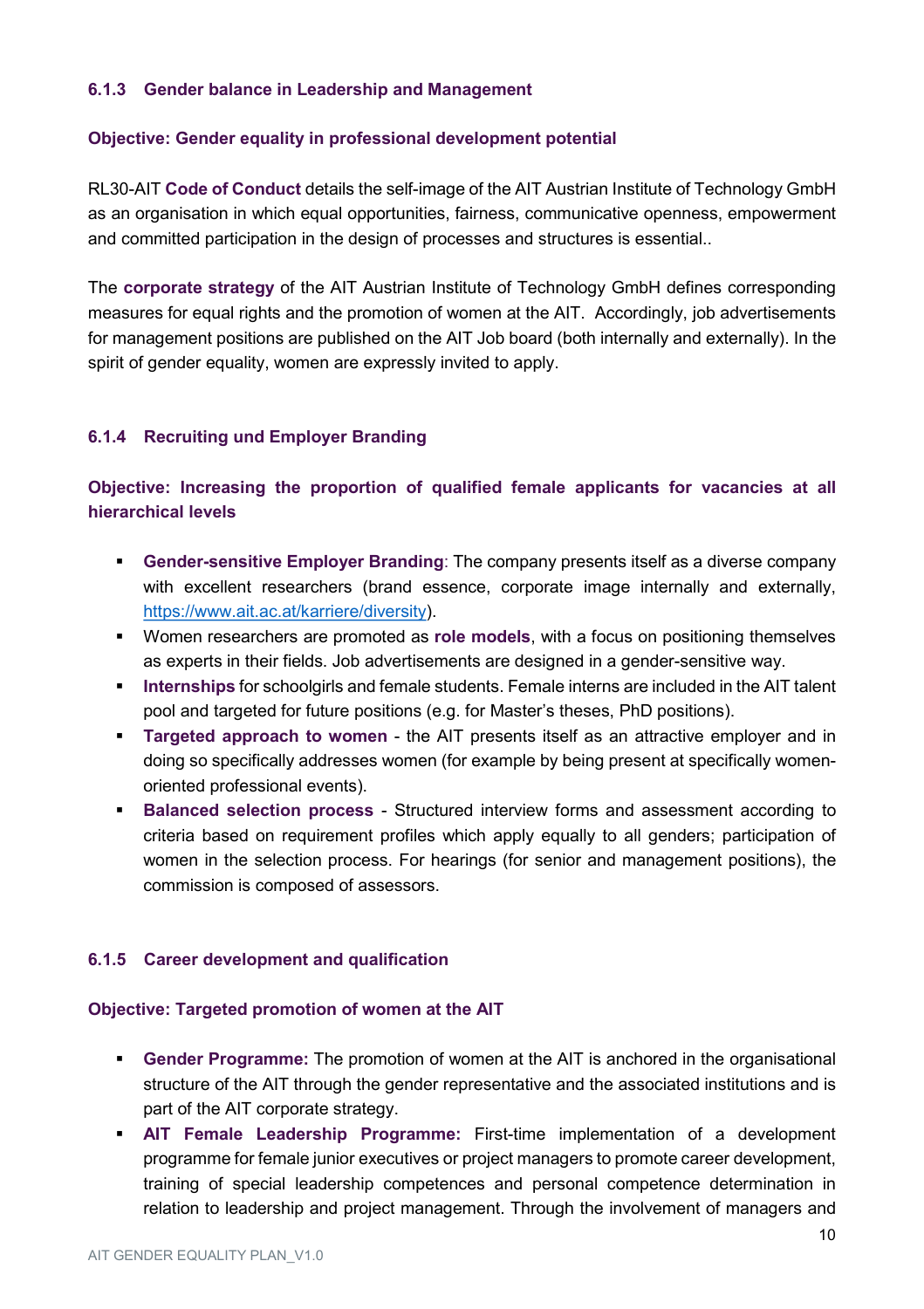#### 6.1.3 Gender balance in Leadership and Management

**Objective: Gender equality in professional development potential**

RL30-AIT **Code of Conduct** details the self-image of the AIT Austrian Institute of Technology GmbH as an organisation in which equal opportunities, fairness, communicative openness, empowerment and committed participation in the design of processes and structures is essential..

The **corporate strategy** of the AIT Austrian Institute of Technology GmbH defines corresponding measures for equal rights and the promotion of women at the AIT. Accordingly, job advertisements for management positions are published on the AIT Job board (both internally and externally). In the spirit of gender equality, women are expressly invited to apply.

#### 6.1.4 Recruiting und Employer Branding

**Objective: Increasing the proportion of qualified female applicants for vacancies at all hierarchical levels**

- **Gender-sensitive Employer Branding**: The company presents itself as a diverse company with excellent researchers (brand essence, corporate image internally and externally, https://www.ait.ac.at/karriere/diversity).
- Women researchers are promoted as **role models**, with a focus on positioning themselves as experts in their fields. Job advertisements are designed in a gender-sensitive way.
- **Internships** for schoolgirls and female students. Female interns are included in the AIT talent pool and targeted for future positions (e.g. for Master's theses, PhD positions).
- **Targeted approach to women** - the AIT presents itself as an attractive employer and in doing so specifically addresses women (for example by being present at specifically women-oriented professional events).
- **Balanced selection process** - Structured interview forms and assessment according to criteria based on requirement profiles which apply equally to all genders; participation of women in the selection process. For hearings (for senior and management positions), the commission is composed of assessors.

#### 6.1.5 Career development and qualification

**Objective: Targeted promotion of women at the AIT**

- **Gender Programme:** The promotion of women at the AIT is anchored in the organisational structure of the AIT through the gender representative and the associated institutions and is part of the AIT corporate strategy.
- **AIT Female Leadership Programme:** First-time implementation of a development programme for female junior executives or project managers to promote career development, training of special leadership competences and personal competence determination in relation to leadership and project management. Through the involvement of managers and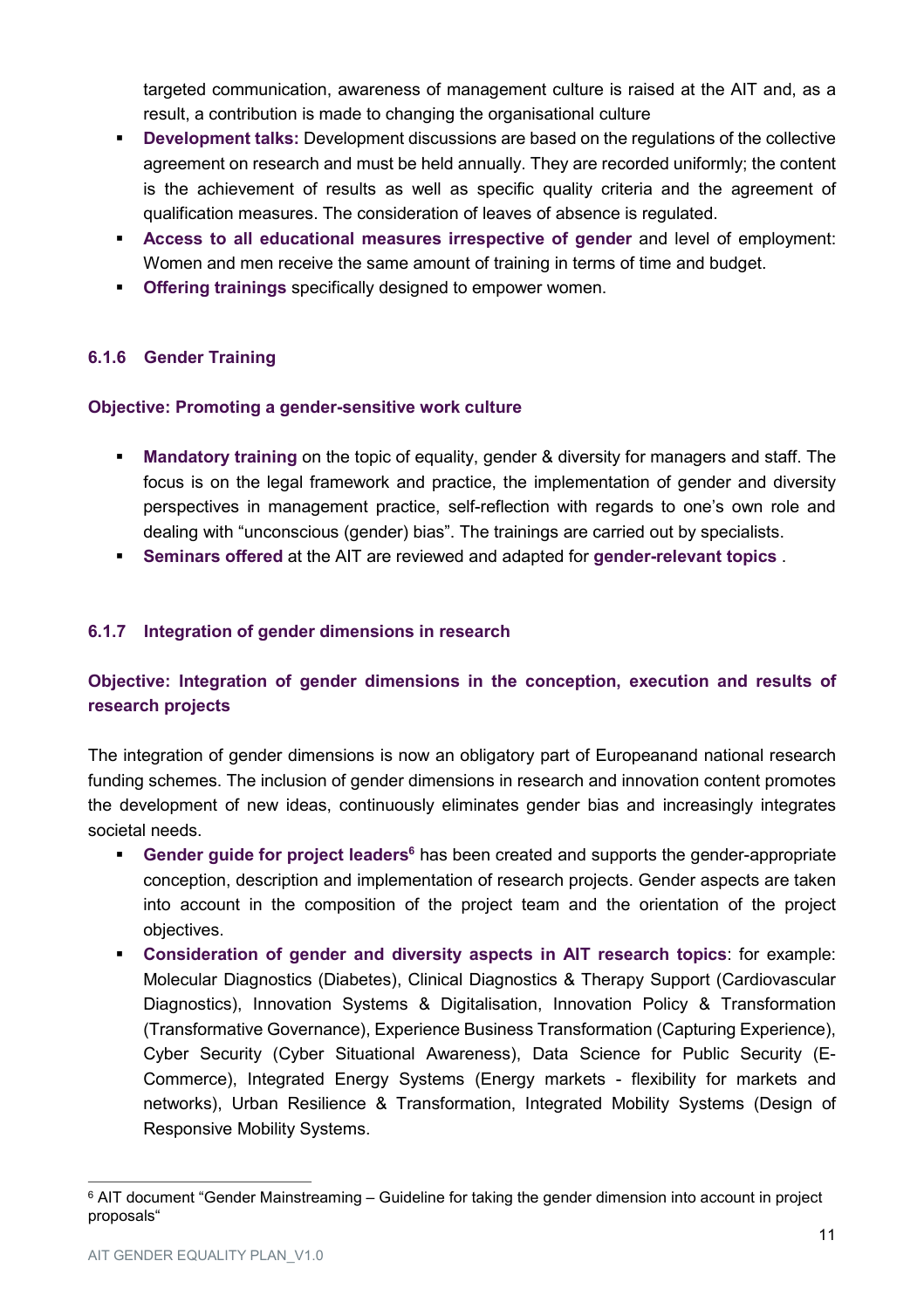targeted communication, awareness of management culture is raised at the AIT and, as a result, a contribution is made to changing the organisational culture

- **Development talks:** Development discussions are based on the regulations of the collective agreement on research and must be held annually. They are recorded uniformly; the content is the achievement of results as well as specific quality criteria and the agreement of qualification measures. The consideration of leaves of absence is regulated.
- **Access to all educational measures irrespective of gender** and level of employment: Women and men receive the same amount of training in terms of time and budget.
- **Offering trainings** specifically designed to empower women.

### 6.1.6 Gender Training

**Objective: Promoting a gender-sensitive work culture**

- **Mandatory training** on the topic of equality, gender & diversity for managers and staff. The focus is on the legal framework and practice, the implementation of gender and diversity perspectives in management practice, self-reflection with regards to one's own role and dealing with "unconscious (gender) bias". The trainings are carried out by specialists.
- **Seminars offered** at the AIT are reviewed and adapted for **gender-relevant topics** .

### 6.1.7 Integration of gender dimensions in research

**Objective: Integration of gender dimensions in the conception, execution and results of research projects**

The integration of gender dimensions is now an obligatory part of Europeanand national research funding schemes. The inclusion of gender dimensions in research and innovation content promotes the development of new ideas, continuously eliminates gender bias and increasingly integrates societal needs.

- **Gender guide for project leaders**[6] has been created and supports the gender-appropriate conception, description and implementation of research projects. Gender aspects are taken into account in the composition of the project team and the orientation of the project objectives.
- **Consideration of gender and diversity aspects in AIT research topics**: for example: Molecular Diagnostics (Diabetes), Clinical Diagnostics & Therapy Support (Cardiovascular Diagnostics), Innovation Systems & Digitalisation, Innovation Policy & Transformation (Transformative Governance), Experience Business Transformation (Capturing Experience), Cyber Security (Cyber Situational Awareness), Data Science for Public Security (E-Commerce), Integrated Energy Systems (Energy markets - flexibility for markets and networks), Urban Resilience & Transformation, Integrated Mobility Systems (Design of Responsive Mobility Systems.

[6] AIT document "Gender Mainstreaming – Guideline for taking the gender dimension into account in project proposals"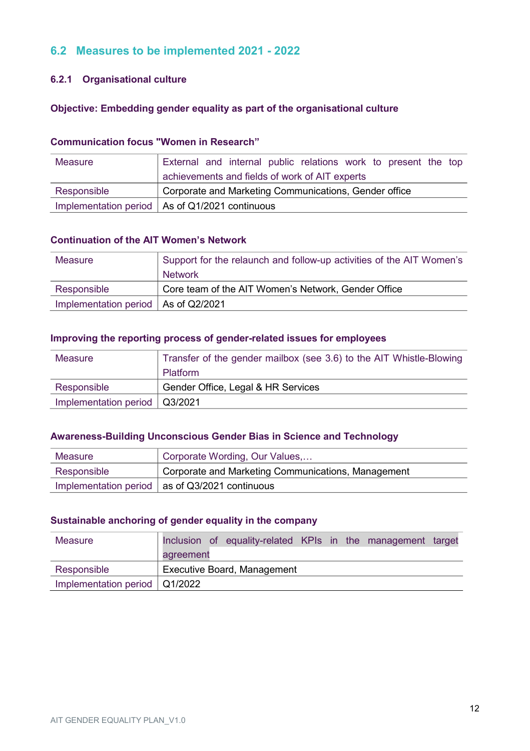## 6.2 Measures to be implemented 2021 - 2022

### 6.2.1 Organisational culture

**Objective: Embedding gender equality as part of the organisational culture**

**Communication focus "Women in Research"**

| Measure | External and internal public relations work to present the top achievements and fields of work of AIT experts |
|---|---|
| Responsible | Corporate and Marketing Communications, Gender office |
| Implementation period | As of Q1/2021 continuous |

**Continuation of the AIT Women's Network**

| Measure | Support for the relaunch and follow-up activities of the AIT Women's Network |
|---|---|
| Responsible | Core team of the AIT Women's Network, Gender Office |
| Implementation period | As of Q2/2021 |

**Improving the reporting process of gender-related issues for employees**

| Measure | Transfer of the gender mailbox (see 3.6) to the AIT Whistle-Blowing Platform |
|---|---|
| Responsible | Gender Office, Legal & HR Services |
| Implementation period | Q3/2021 |

**Awareness-Building Unconscious Gender Bias in Science and Technology**

| Measure | Corporate Wording, Our Values,… |
|---|---|
| Responsible | Corporate and Marketing Communications, Management |
| Implementation period | as of Q3/2021 continuous |

**Sustainable anchoring of gender equality in the company**

| Measure | Inclusion of equality-related KPIs in the management target agreement |
|---|---|
| Responsible | Executive Board, Management |
| Implementation period | Q1/2022 |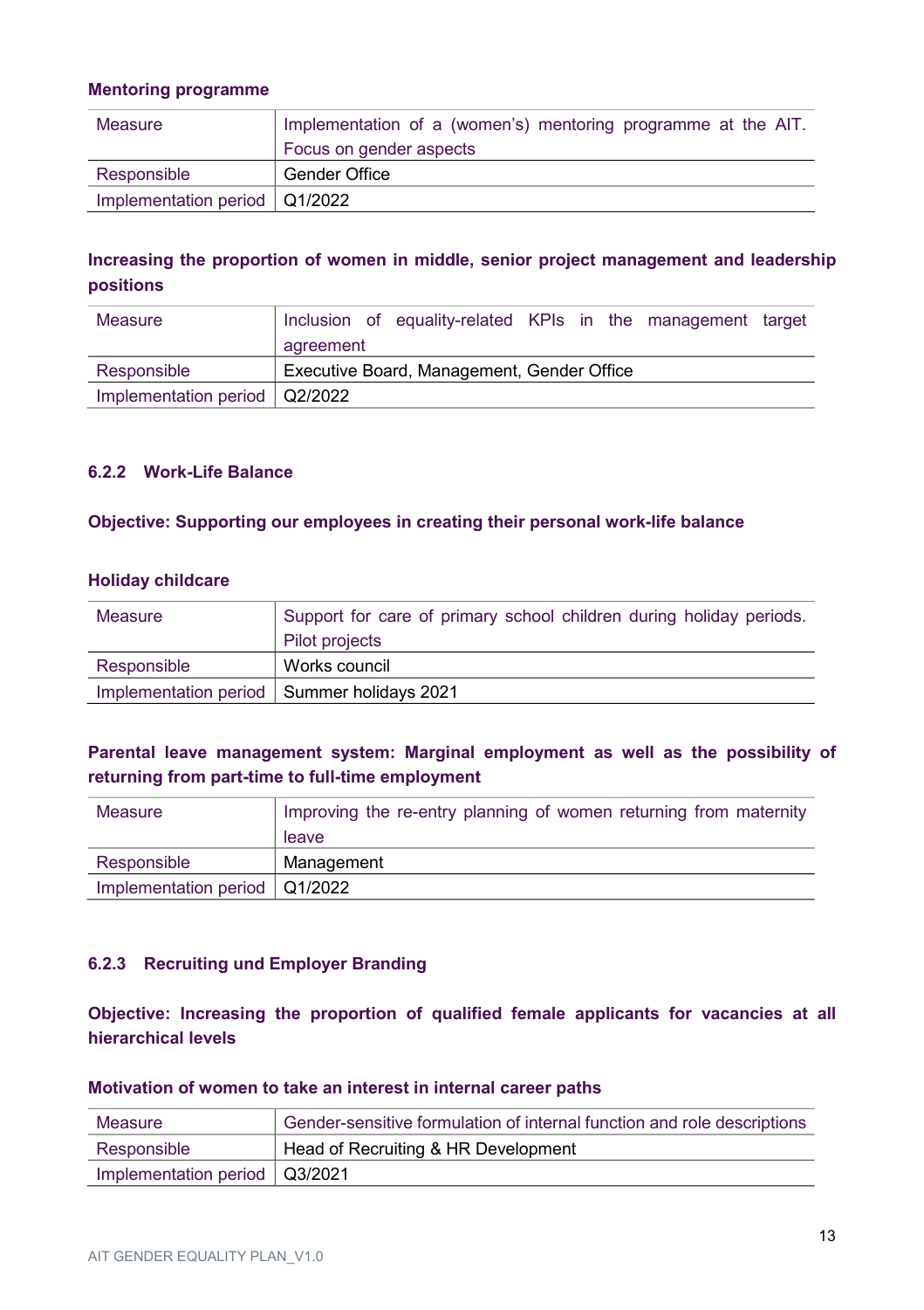**Mentoring programme**

| | |
|---|---|
| Measure | Implementation of a (women's) mentoring programme at the AIT. Focus on gender aspects |
| Responsible | Gender Office |
| Implementation period | Q1/2022 |

**Increasing the proportion of women in middle, senior project management and leadership positions**

| | |
|---|---|
| Measure | Inclusion of equality-related KPIs in the management target agreement |
| Responsible | Executive Board, Management, Gender Office |
| Implementation period | Q2/2022 |

### 6.2.2 Work-Life Balance

**Objective: Supporting our employees in creating their personal work-life balance**

**Holiday childcare**

| | |
|---|---|
| Measure | Support for care of primary school children during holiday periods. Pilot projects |
| Responsible | Works council |
| Implementation period | Summer holidays 2021 |

**Parental leave management system: Marginal employment as well as the possibility of returning from part-time to full-time employment**

| | |
|---|---|
| Measure | Improving the re-entry planning of women returning from maternity leave |
| Responsible | Management |
| Implementation period | Q1/2022 |

### 6.2.3 Recruiting und Employer Branding

**Objective: Increasing the proportion of qualified female applicants for vacancies at all hierarchical levels**

**Motivation of women to take an interest in internal career paths**

| | |
|---|---|
| Measure | Gender-sensitive formulation of internal function and role descriptions |
| Responsible | Head of Recruiting & HR Development |
| Implementation period | Q3/2021 |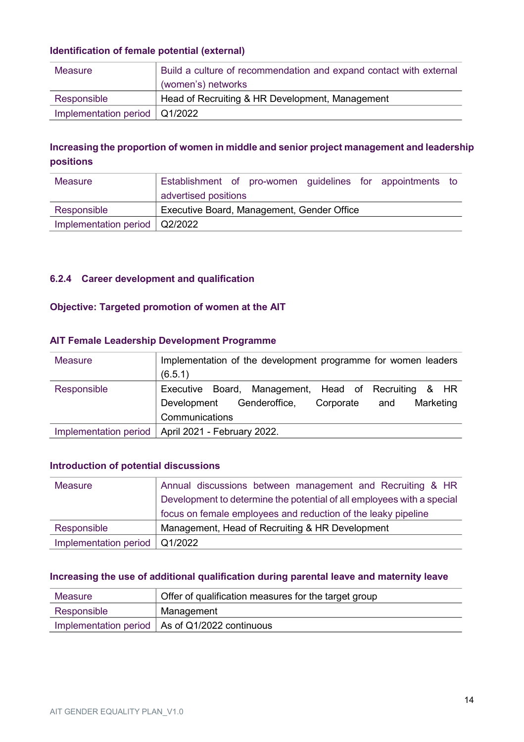**Identification of female potential (external)**

| Measure | Build a culture of recommendation and expand contact with external (women's) networks |
|---|---|
| Responsible | Head of Recruiting & HR Development, Management |
| Implementation period | Q1/2022 |

**Increasing the proportion of women in middle and senior project management and leadership positions**

| Measure | Establishment of pro-women guidelines for appointments to advertised positions |
|---|---|
| Responsible | Executive Board, Management, Gender Office |
| Implementation period | Q2/2022 |

### 6.2.4 Career development and qualification

**Objective: Targeted promotion of women at the AIT**

**AIT Female Leadership Development Programme**

| Measure | Implementation of the development programme for women leaders (6.5.1) |
|---|---|
| Responsible | Executive Board, Management, Head of Recruiting & HR Development Genderoffice, Corporate and Marketing Communications |
| Implementation period | April 2021 - February 2022. |

**Introduction of potential discussions**

| Measure | Annual discussions between management and Recruiting & HR Development to determine the potential of all employees with a special focus on female employees and reduction of the leaky pipeline |
|---|---|
| Responsible | Management, Head of Recruiting & HR Development |
| Implementation period | Q1/2022 |

**Increasing the use of additional qualification during parental leave and maternity leave**

| Measure | Offer of qualification measures for the target group |
|---|---|
| Responsible | Management |
| Implementation period | As of Q1/2022 continuous |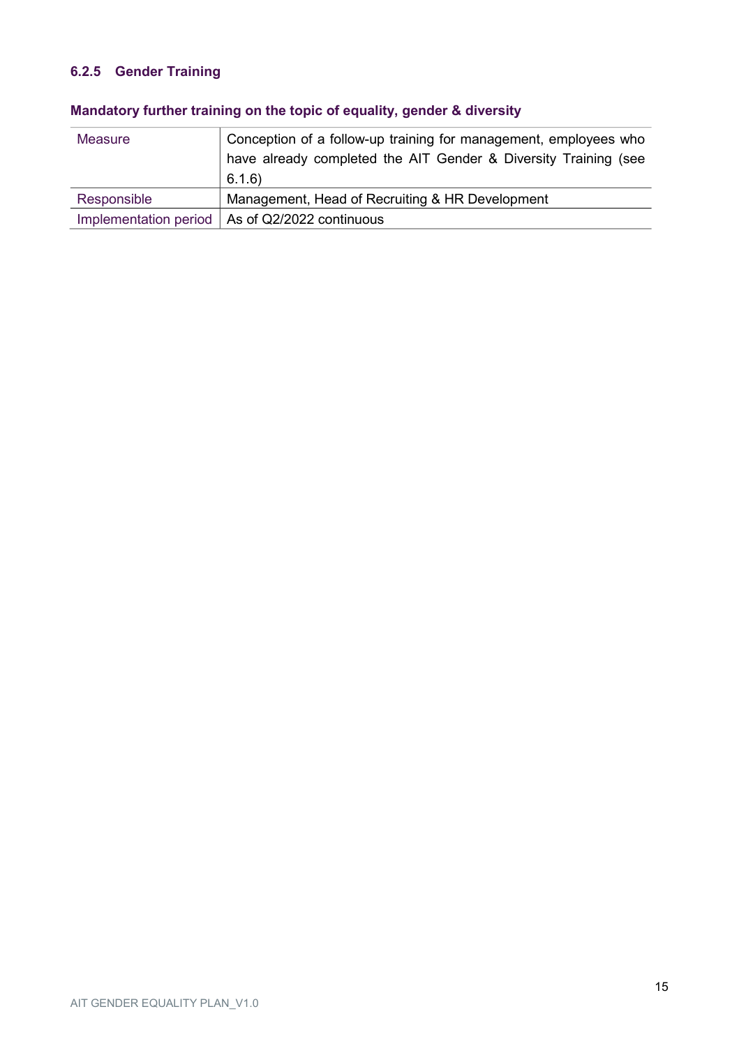### 6.2.5 Gender Training

**Mandatory further training on the topic of equality, gender & diversity**

| | |
|---|---|
| Measure | Conception of a follow-up training for management, employees who have already completed the AIT Gender & Diversity Training (see 6.1.6) |
| Responsible | Management, Head of Recruiting & HR Development |
| Implementation period | As of Q2/2022 continuous |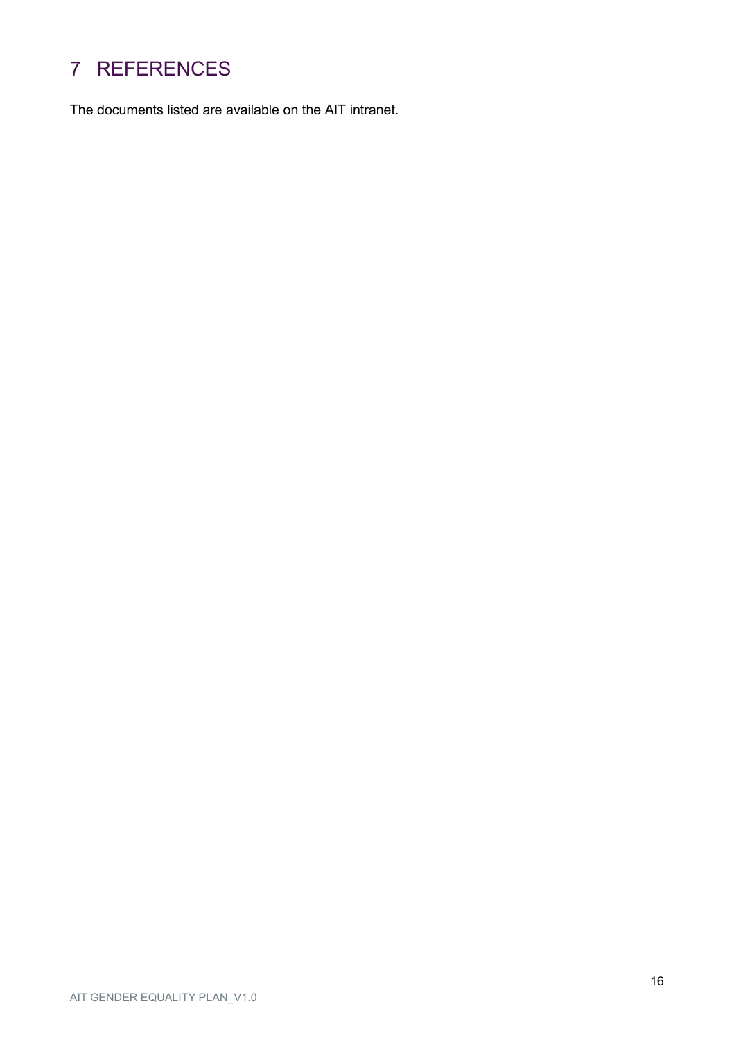# 7 REFERENCES

The documents listed are available on the AIT intranet.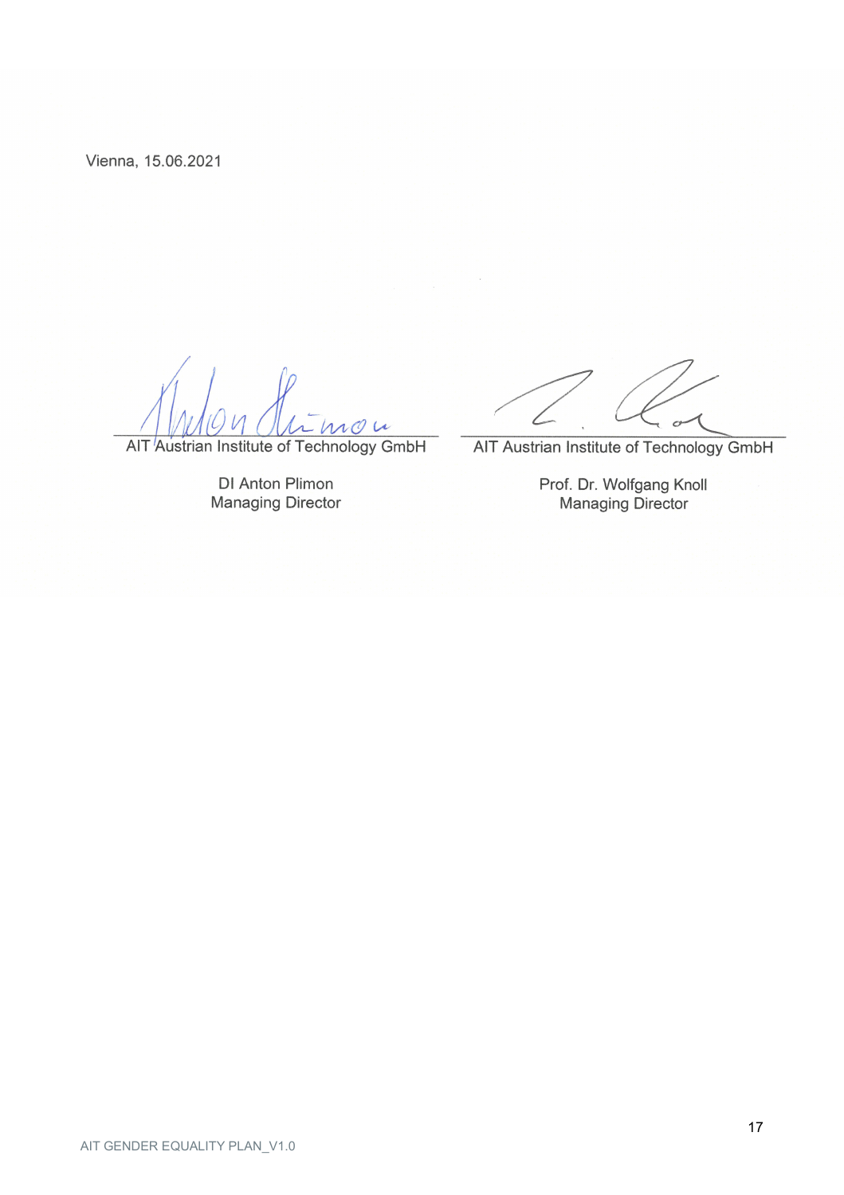Vienna, 15.06.2021

| AIT Austrian Institute of Technology GmbH | AIT Austrian Institute of Technology GmbH |
| --- | --- |
| DI Anton Plimon<br>Managing Director | Prof. Dr. Wolfgang Knoll<br>Managing Director |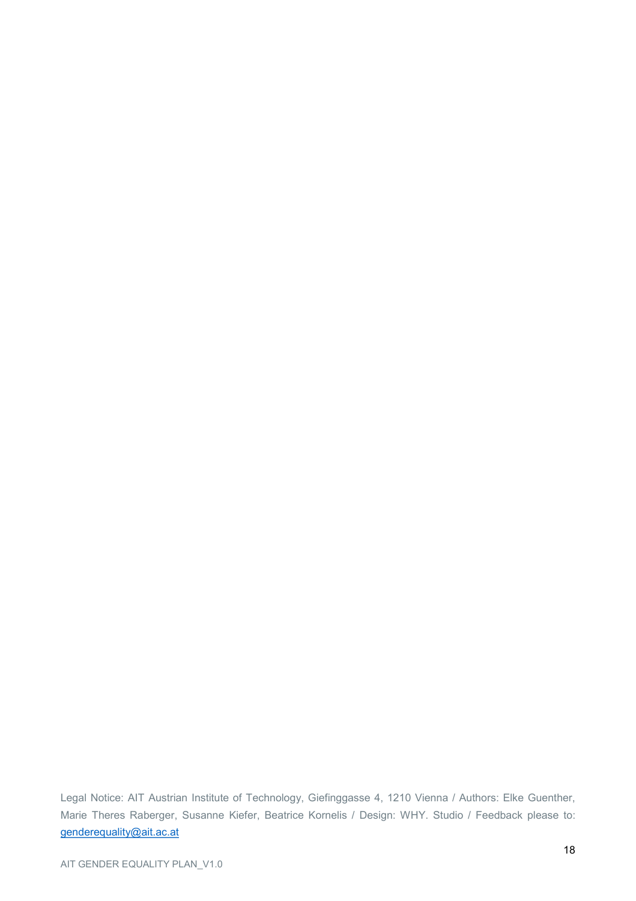Legal Notice: AIT Austrian Institute of Technology, Giefinggasse 4, 1210 Vienna / Authors: Elke Guenther, Marie Theres Raberger, Susanne Kiefer, Beatrice Kornelis / Design: WHY. Studio / Feedback please to: genderequality@ait.ac.at